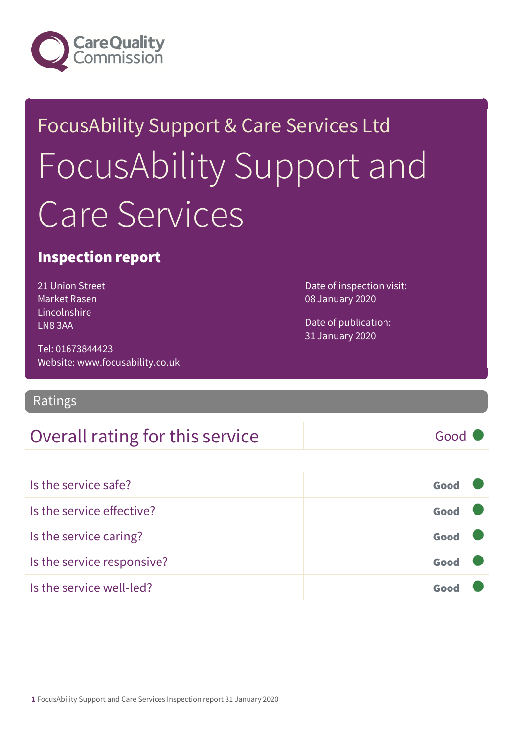FocusAbility Support & Care Services Ltd

# FocusAbility Support and Care Services

## Inspection report

21 Union Street
Market Rasen
Lincolnshire
LN8 3AA

Tel: 01673844423
Website: www.focusability.co.uk

Date of inspection visit:
08 January 2020

Date of publication:
31 January 2020

## Ratings

| Overall rating for this service | Good |
|---|---|

| | |
|---|---|
| Is the service safe? | Good |
| Is the service effective? | Good |
| Is the service caring? | Good |
| Is the service responsive? | Good |
| Is the service well-led? | Good |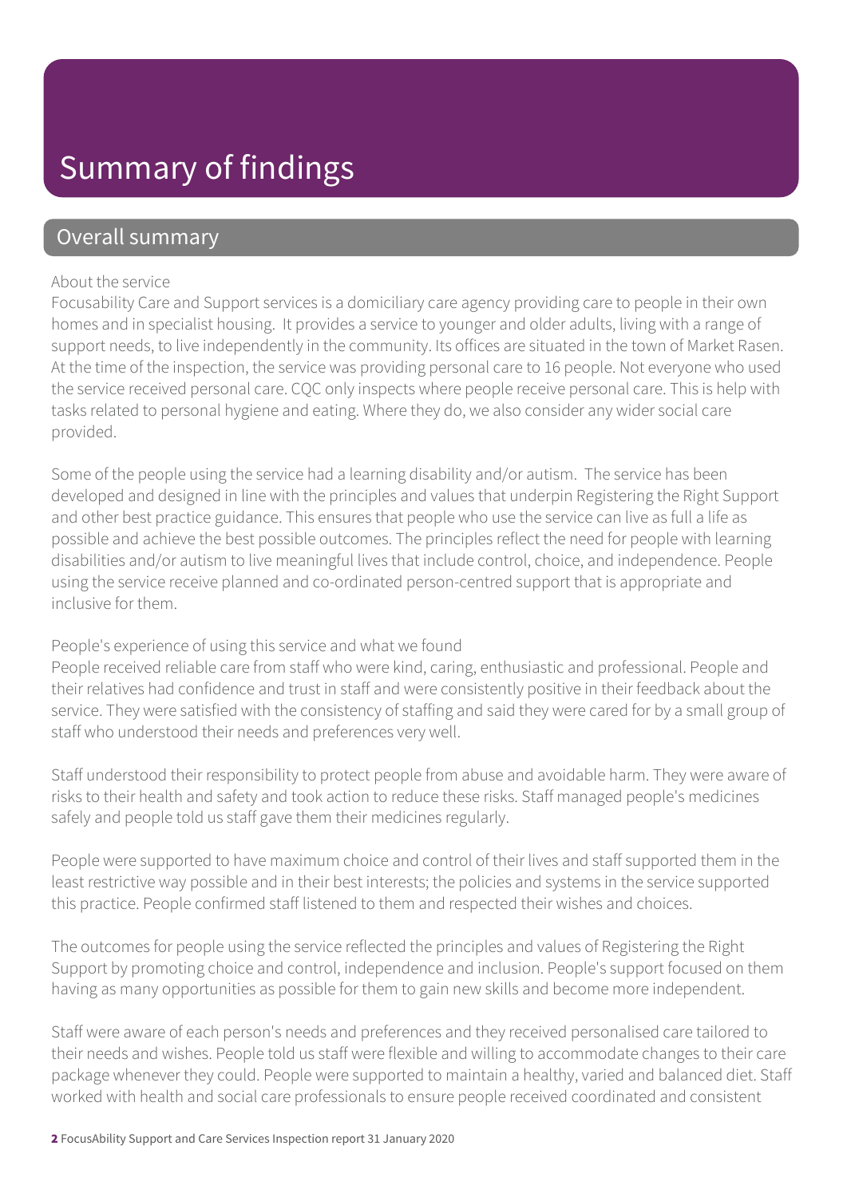# Summary of findings

## Overall summary

About the service

Focusability Care and Support services is a domiciliary care agency providing care to people in their own homes and in specialist housing. It provides a service to younger and older adults, living with a range of support needs, to live independently in the community. Its offices are situated in the town of Market Rasen. At the time of the inspection, the service was providing personal care to 16 people. Not everyone who used the service received personal care. CQC only inspects where people receive personal care. This is help with tasks related to personal hygiene and eating. Where they do, we also consider any wider social care provided.

Some of the people using the service had a learning disability and/or autism. The service has been developed and designed in line with the principles and values that underpin Registering the Right Support and other best practice guidance. This ensures that people who use the service can live as full a life as possible and achieve the best possible outcomes. The principles reflect the need for people with learning disabilities and/or autism to live meaningful lives that include control, choice, and independence. People using the service receive planned and co-ordinated person-centred support that is appropriate and inclusive for them.

People's experience of using this service and what we found

People received reliable care from staff who were kind, caring, enthusiastic and professional. People and their relatives had confidence and trust in staff and were consistently positive in their feedback about the service. They were satisfied with the consistency of staffing and said they were cared for by a small group of staff who understood their needs and preferences very well.

Staff understood their responsibility to protect people from abuse and avoidable harm. They were aware of risks to their health and safety and took action to reduce these risks. Staff managed people's medicines safely and people told us staff gave them their medicines regularly.

People were supported to have maximum choice and control of their lives and staff supported them in the least restrictive way possible and in their best interests; the policies and systems in the service supported this practice. People confirmed staff listened to them and respected their wishes and choices.

The outcomes for people using the service reflected the principles and values of Registering the Right Support by promoting choice and control, independence and inclusion. People's support focused on them having as many opportunities as possible for them to gain new skills and become more independent.

Staff were aware of each person's needs and preferences and they received personalised care tailored to their needs and wishes. People told us staff were flexible and willing to accommodate changes to their care package whenever they could. People were supported to maintain a healthy, varied and balanced diet. Staff worked with health and social care professionals to ensure people received coordinated and consistent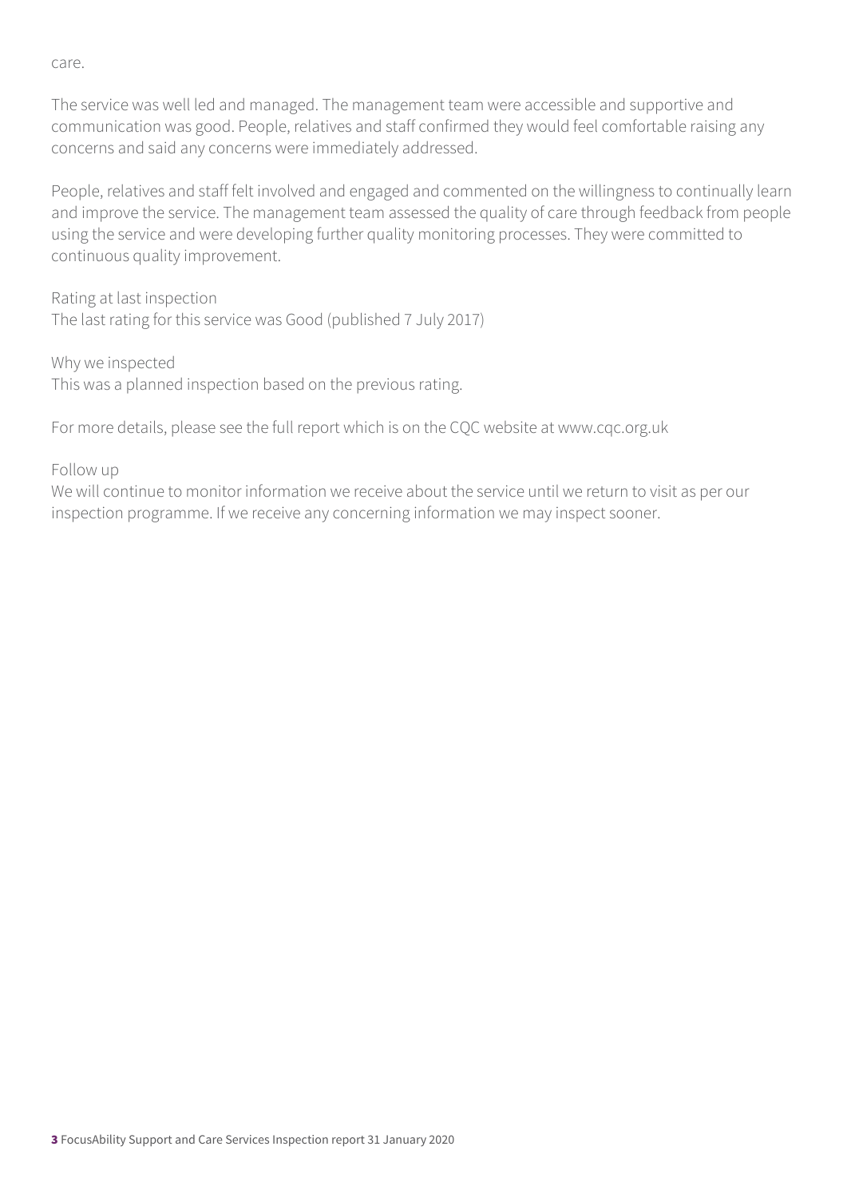care.

The service was well led and managed. The management team were accessible and supportive and communication was good. People, relatives and staff confirmed they would feel comfortable raising any concerns and said any concerns were immediately addressed.

People, relatives and staff felt involved and engaged and commented on the willingness to continually learn and improve the service. The management team assessed the quality of care through feedback from people using the service and were developing further quality monitoring processes. They were committed to continuous quality improvement.

Rating at last inspection
The last rating for this service was Good (published 7 July 2017)

Why we inspected
This was a planned inspection based on the previous rating.

For more details, please see the full report which is on the CQC website at www.cqc.org.uk

Follow up
We will continue to monitor information we receive about the service until we return to visit as per our inspection programme. If we receive any concerning information we may inspect sooner.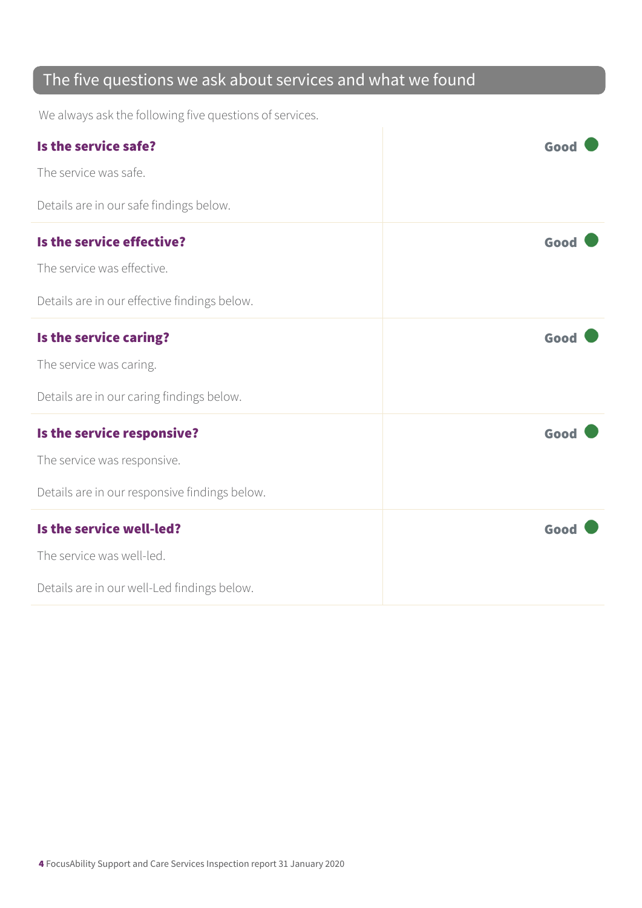## The five questions we ask about services and what we found

We always ask the following five questions of services.

| | |
|---|---|
| **Is the service safe?**<br><br>The service was safe.<br><br>Details are in our safe findings below. | **Good** |
| **Is the service effective?**<br><br>The service was effective.<br><br>Details are in our effective findings below. | **Good** |
| **Is the service caring?**<br><br>The service was caring.<br><br>Details are in our caring findings below. | **Good** |
| **Is the service responsive?**<br><br>The service was responsive.<br><br>Details are in our responsive findings below. | **Good** |
| **Is the service well-led?**<br><br>The service was well-led.<br><br>Details are in our well-Led findings below. | **Good** |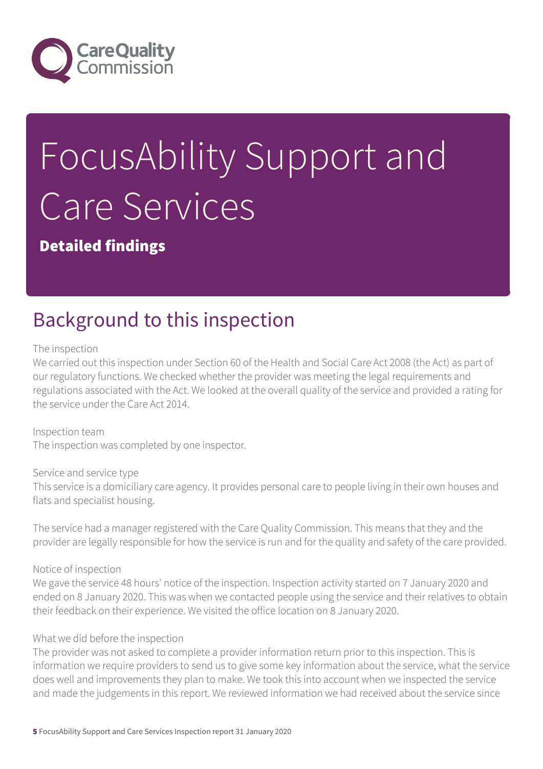# FocusAbility Support and Care Services

**Detailed findings**

## Background to this inspection

The inspection

We carried out this inspection under Section 60 of the Health and Social Care Act 2008 (the Act) as part of our regulatory functions. We checked whether the provider was meeting the legal requirements and regulations associated with the Act. We looked at the overall quality of the service and provided a rating for the service under the Care Act 2014.

Inspection team

The inspection was completed by one inspector.

Service and service type

This service is a domiciliary care agency. It provides personal care to people living in their own houses and flats and specialist housing.

The service had a manager registered with the Care Quality Commission. This means that they and the provider are legally responsible for how the service is run and for the quality and safety of the care provided.

Notice of inspection

We gave the service 48 hours' notice of the inspection. Inspection activity started on 7 January 2020 and ended on 8 January 2020. This was when we contacted people using the service and their relatives to obtain their feedback on their experience. We visited the office location on 8 January 2020.

What we did before the inspection

The provider was not asked to complete a provider information return prior to this inspection. This is information we require providers to send us to give some key information about the service, what the service does well and improvements they plan to make. We took this into account when we inspected the service and made the judgements in this report. We reviewed information we had received about the service since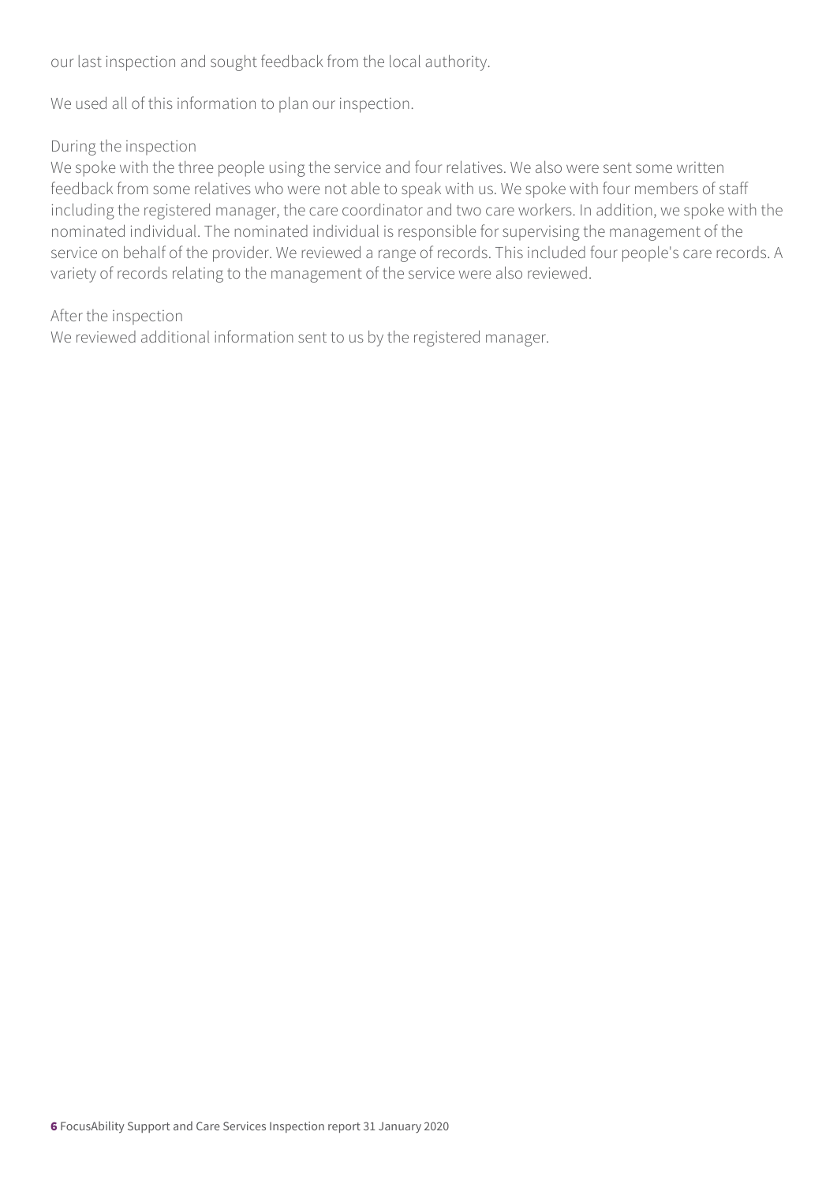our last inspection and sought feedback from the local authority.

We used all of this information to plan our inspection.

During the inspection
We spoke with the three people using the service and four relatives. We also were sent some written feedback from some relatives who were not able to speak with us. We spoke with four members of staff including the registered manager, the care coordinator and two care workers. In addition, we spoke with the nominated individual. The nominated individual is responsible for supervising the management of the service on behalf of the provider. We reviewed a range of records. This included four people's care records. A variety of records relating to the management of the service were also reviewed.

After the inspection
We reviewed additional information sent to us by the registered manager.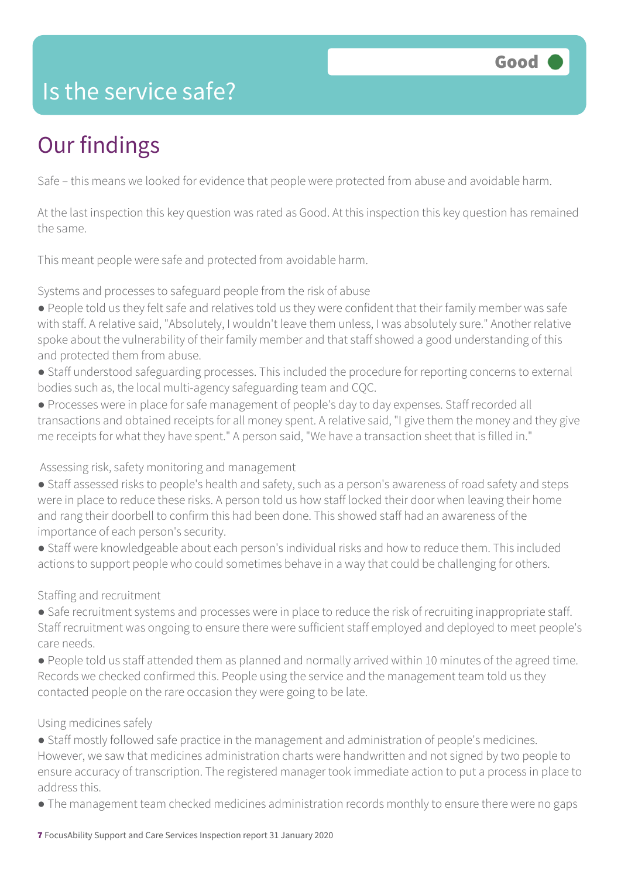# Is the service safe?

Good

## Our findings

Safe – this means we looked for evidence that people were protected from abuse and avoidable harm.

At the last inspection this key question was rated as Good. At this inspection this key question has remained the same.

This meant people were safe and protected from avoidable harm.

Systems and processes to safeguard people from the risk of abuse

- People told us they felt safe and relatives told us they were confident that their family member was safe with staff. A relative said, "Absolutely, I wouldn't leave them unless, I was absolutely sure." Another relative spoke about the vulnerability of their family member and that staff showed a good understanding of this and protected them from abuse.
- Staff understood safeguarding processes. This included the procedure for reporting concerns to external bodies such as, the local multi-agency safeguarding team and CQC.
- Processes were in place for safe management of people's day to day expenses. Staff recorded all transactions and obtained receipts for all money spent. A relative said, "I give them the money and they give me receipts for what they have spent." A person said, "We have a transaction sheet that is filled in."

Assessing risk, safety monitoring and management

- Staff assessed risks to people's health and safety, such as a person's awareness of road safety and steps were in place to reduce these risks. A person told us how staff locked their door when leaving their home and rang their doorbell to confirm this had been done. This showed staff had an awareness of the importance of each person's security.
- Staff were knowledgeable about each person's individual risks and how to reduce them. This included actions to support people who could sometimes behave in a way that could be challenging for others.

Staffing and recruitment

- Safe recruitment systems and processes were in place to reduce the risk of recruiting inappropriate staff. Staff recruitment was ongoing to ensure there were sufficient staff employed and deployed to meet people's care needs.
- People told us staff attended them as planned and normally arrived within 10 minutes of the agreed time. Records we checked confirmed this. People using the service and the management team told us they contacted people on the rare occasion they were going to be late.

Using medicines safely

- Staff mostly followed safe practice in the management and administration of people's medicines. However, we saw that medicines administration charts were handwritten and not signed by two people to ensure accuracy of transcription. The registered manager took immediate action to put a process in place to address this.
- The management team checked medicines administration records monthly to ensure there were no gaps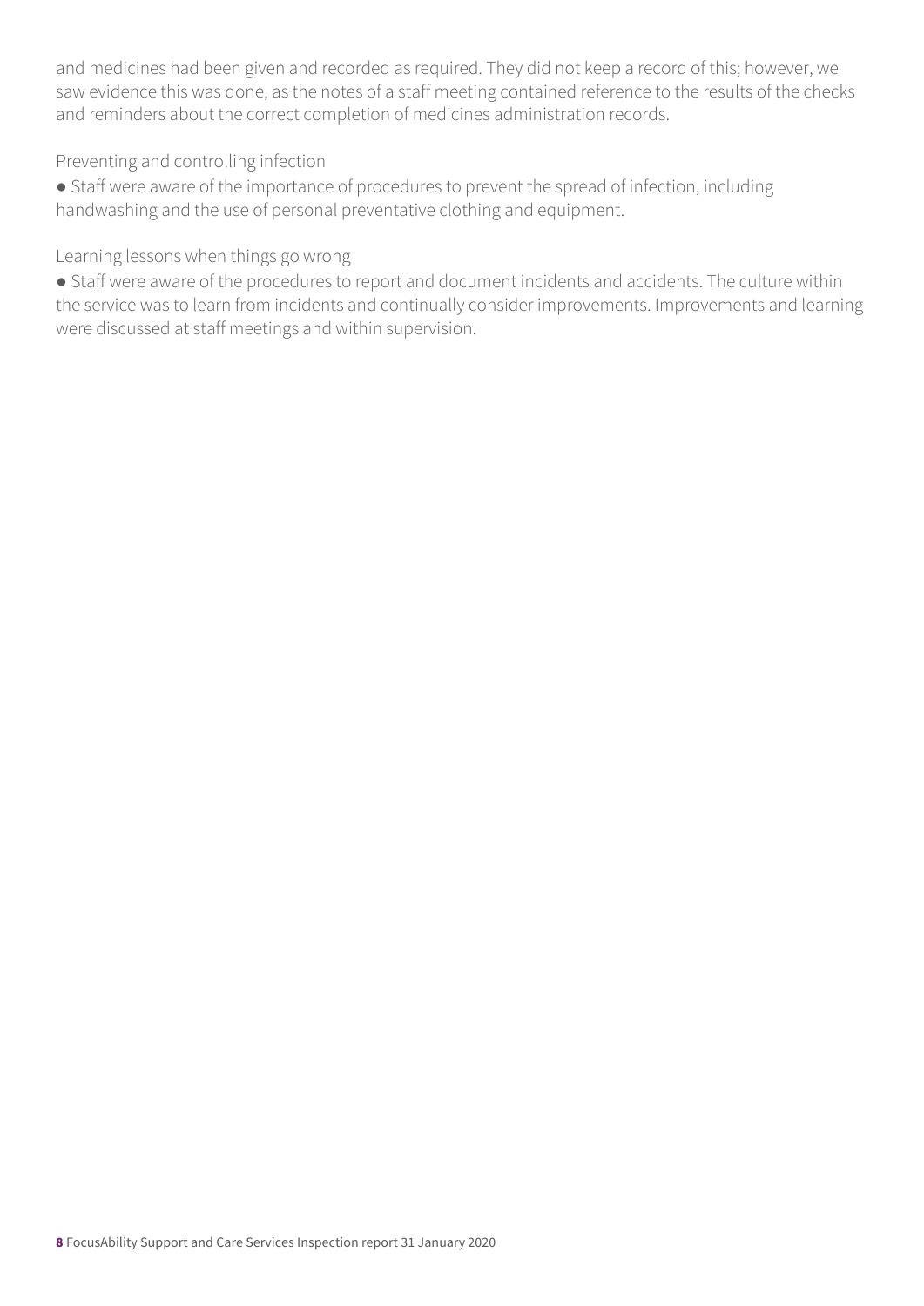and medicines had been given and recorded as required. They did not keep a record of this; however, we saw evidence this was done, as the notes of a staff meeting contained reference to the results of the checks and reminders about the correct completion of medicines administration records.

Preventing and controlling infection

- Staff were aware of the importance of procedures to prevent the spread of infection, including handwashing and the use of personal preventative clothing and equipment.

Learning lessons when things go wrong

- Staff were aware of the procedures to report and document incidents and accidents. The culture within the service was to learn from incidents and continually consider improvements. Improvements and learning were discussed at staff meetings and within supervision.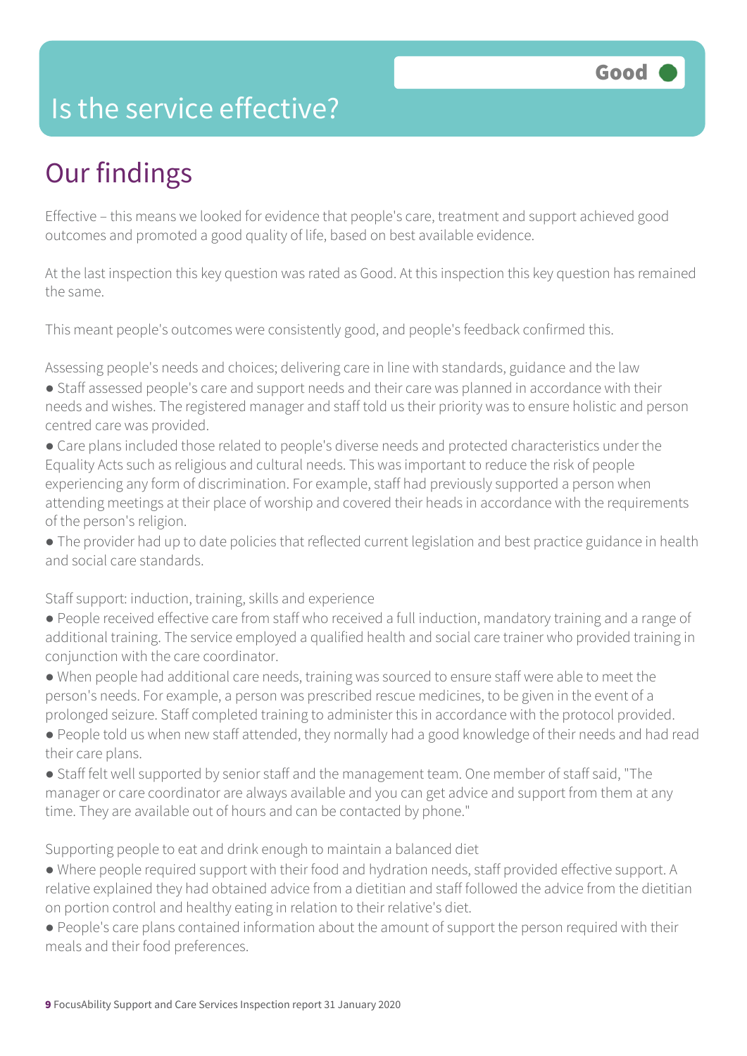# Is the service effective?

Good

## Our findings

Effective – this means we looked for evidence that people's care, treatment and support achieved good outcomes and promoted a good quality of life, based on best available evidence.

At the last inspection this key question was rated as Good. At this inspection this key question has remained the same.

This meant people's outcomes were consistently good, and people's feedback confirmed this.

Assessing people's needs and choices; delivering care in line with standards, guidance and the law

- Staff assessed people's care and support needs and their care was planned in accordance with their needs and wishes. The registered manager and staff told us their priority was to ensure holistic and person centred care was provided.
- Care plans included those related to people's diverse needs and protected characteristics under the Equality Acts such as religious and cultural needs. This was important to reduce the risk of people experiencing any form of discrimination. For example, staff had previously supported a person when attending meetings at their place of worship and covered their heads in accordance with the requirements of the person's religion.
- The provider had up to date policies that reflected current legislation and best practice guidance in health and social care standards.

Staff support: induction, training, skills and experience

- People received effective care from staff who received a full induction, mandatory training and a range of additional training. The service employed a qualified health and social care trainer who provided training in conjunction with the care coordinator.
- When people had additional care needs, training was sourced to ensure staff were able to meet the person's needs. For example, a person was prescribed rescue medicines, to be given in the event of a prolonged seizure. Staff completed training to administer this in accordance with the protocol provided.
- People told us when new staff attended, they normally had a good knowledge of their needs and had read their care plans.
- Staff felt well supported by senior staff and the management team. One member of staff said, "The manager or care coordinator are always available and you can get advice and support from them at any time. They are available out of hours and can be contacted by phone."

Supporting people to eat and drink enough to maintain a balanced diet

- Where people required support with their food and hydration needs, staff provided effective support. A relative explained they had obtained advice from a dietitian and staff followed the advice from the dietitian on portion control and healthy eating in relation to their relative's diet.
- People's care plans contained information about the amount of support the person required with their meals and their food preferences.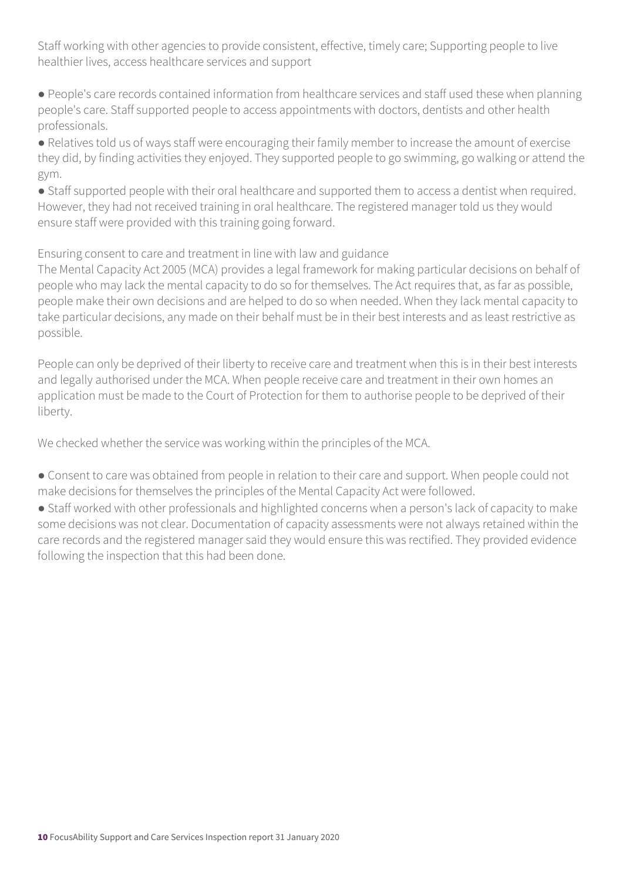Staff working with other agencies to provide consistent, effective, timely care; Supporting people to live healthier lives, access healthcare services and support

- People's care records contained information from healthcare services and staff used these when planning people's care. Staff supported people to access appointments with doctors, dentists and other health professionals.
- Relatives told us of ways staff were encouraging their family member to increase the amount of exercise they did, by finding activities they enjoyed. They supported people to go swimming, go walking or attend the gym.
- Staff supported people with their oral healthcare and supported them to access a dentist when required. However, they had not received training in oral healthcare. The registered manager told us they would ensure staff were provided with this training going forward.

Ensuring consent to care and treatment in line with law and guidance

The Mental Capacity Act 2005 (MCA) provides a legal framework for making particular decisions on behalf of people who may lack the mental capacity to do so for themselves. The Act requires that, as far as possible, people make their own decisions and are helped to do so when needed. When they lack mental capacity to take particular decisions, any made on their behalf must be in their best interests and as least restrictive as possible.

People can only be deprived of their liberty to receive care and treatment when this is in their best interests and legally authorised under the MCA. When people receive care and treatment in their own homes an application must be made to the Court of Protection for them to authorise people to be deprived of their liberty.

We checked whether the service was working within the principles of the MCA.

- Consent to care was obtained from people in relation to their care and support. When people could not make decisions for themselves the principles of the Mental Capacity Act were followed.
- Staff worked with other professionals and highlighted concerns when a person's lack of capacity to make some decisions was not clear. Documentation of capacity assessments were not always retained within the care records and the registered manager said they would ensure this was rectified. They provided evidence following the inspection that this had been done.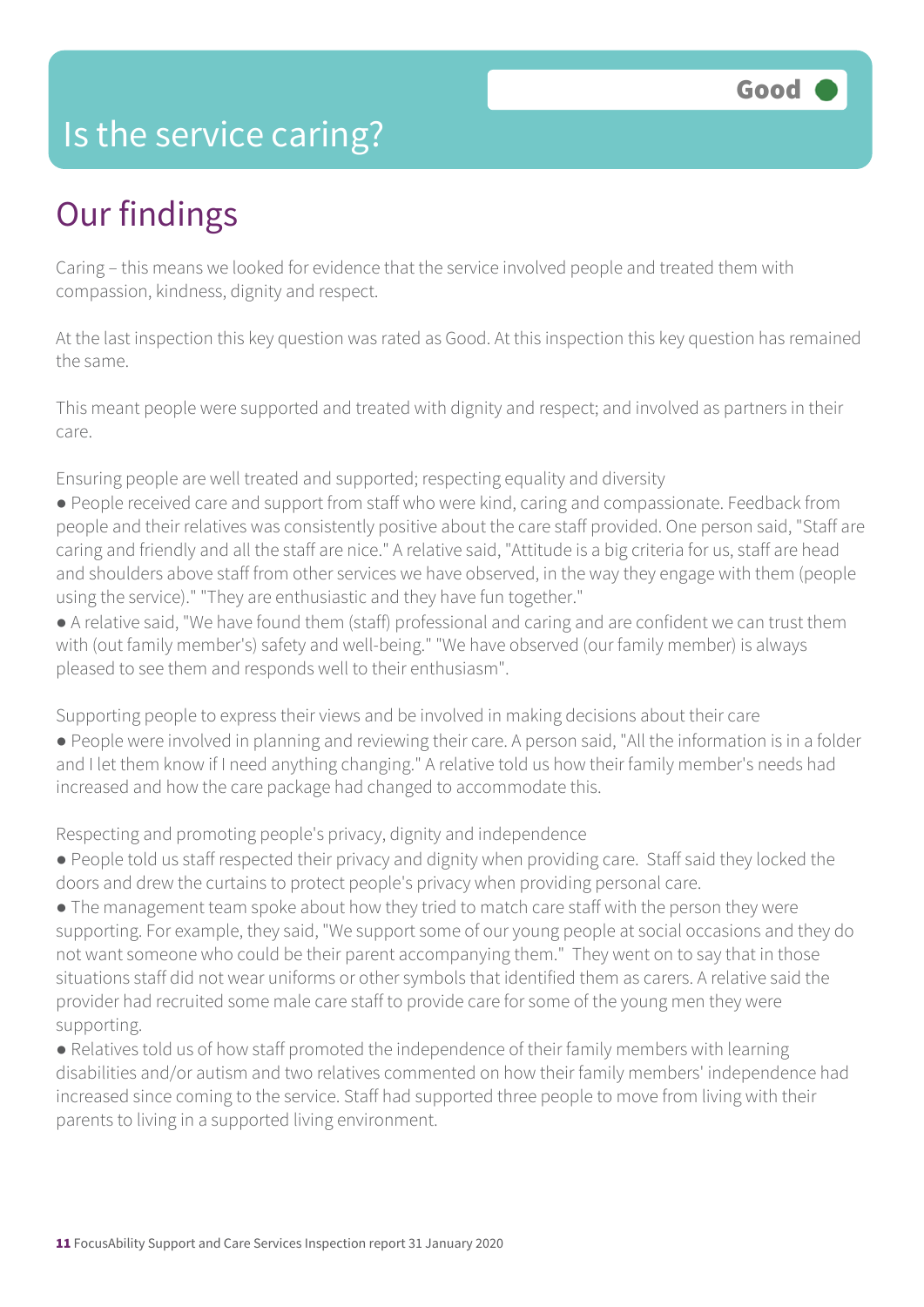# Is the service caring?

Good

## Our findings

Caring – this means we looked for evidence that the service involved people and treated them with compassion, kindness, dignity and respect.

At the last inspection this key question was rated as Good. At this inspection this key question has remained the same.

This meant people were supported and treated with dignity and respect; and involved as partners in their care.

Ensuring people are well treated and supported; respecting equality and diversity

- People received care and support from staff who were kind, caring and compassionate. Feedback from people and their relatives was consistently positive about the care staff provided. One person said, "Staff are caring and friendly and all the staff are nice." A relative said, "Attitude is a big criteria for us, staff are head and shoulders above staff from other services we have observed, in the way they engage with them (people using the service)." "They are enthusiastic and they have fun together."
- A relative said, "We have found them (staff) professional and caring and are confident we can trust them with (out family member's) safety and well-being." "We have observed (our family member) is always pleased to see them and responds well to their enthusiasm".

Supporting people to express their views and be involved in making decisions about their care

- People were involved in planning and reviewing their care. A person said, "All the information is in a folder and I let them know if I need anything changing." A relative told us how their family member's needs had increased and how the care package had changed to accommodate this.

Respecting and promoting people's privacy, dignity and independence

- People told us staff respected their privacy and dignity when providing care. Staff said they locked the doors and drew the curtains to protect people's privacy when providing personal care.
- The management team spoke about how they tried to match care staff with the person they were supporting. For example, they said, "We support some of our young people at social occasions and they do not want someone who could be their parent accompanying them." They went on to say that in those situations staff did not wear uniforms or other symbols that identified them as carers. A relative said the provider had recruited some male care staff to provide care for some of the young men they were supporting.
- Relatives told us of how staff promoted the independence of their family members with learning disabilities and/or autism and two relatives commented on how their family members' independence had increased since coming to the service. Staff had supported three people to move from living with their parents to living in a supported living environment.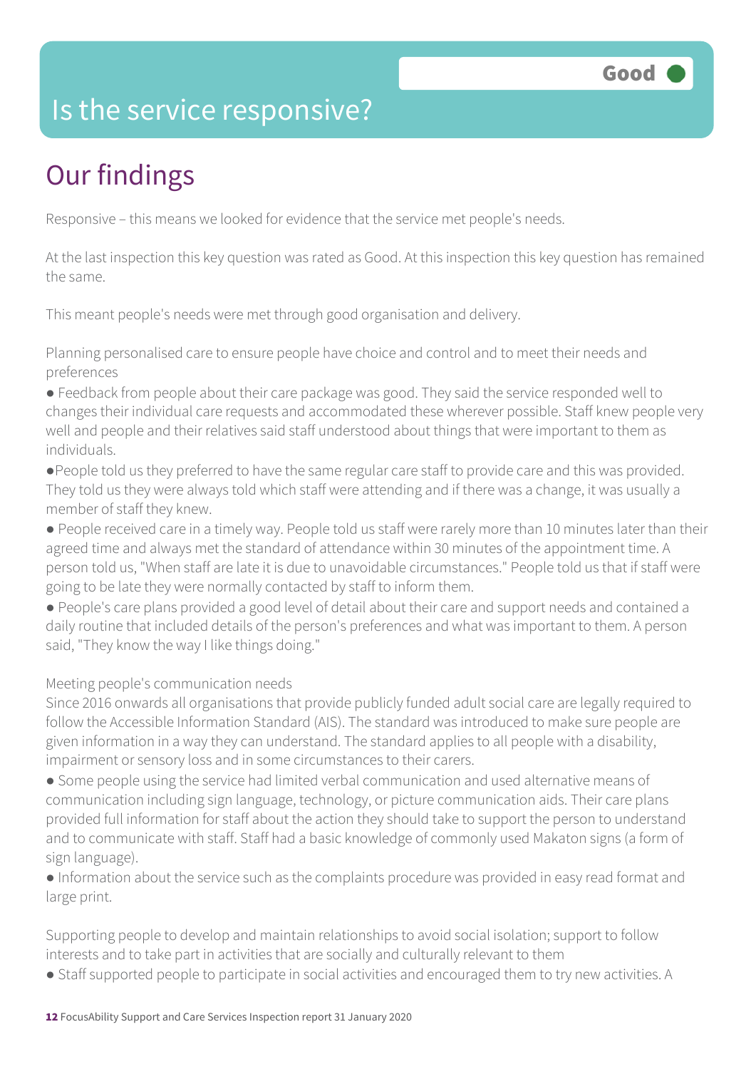# Is the service responsive?

**Good**

## Our findings

Responsive – this means we looked for evidence that the service met people's needs.

At the last inspection this key question was rated as Good. At this inspection this key question has remained the same.

This meant people's needs were met through good organisation and delivery.

Planning personalised care to ensure people have choice and control and to meet their needs and preferences

- Feedback from people about their care package was good. They said the service responded well to changes their individual care requests and accommodated these wherever possible. Staff knew people very well and people and their relatives said staff understood about things that were important to them as individuals.
- People told us they preferred to have the same regular care staff to provide care and this was provided. They told us they were always told which staff were attending and if there was a change, it was usually a member of staff they knew.
- People received care in a timely way. People told us staff were rarely more than 10 minutes later than their agreed time and always met the standard of attendance within 30 minutes of the appointment time. A person told us, "When staff are late it is due to unavoidable circumstances." People told us that if staff were going to be late they were normally contacted by staff to inform them.
- People's care plans provided a good level of detail about their care and support needs and contained a daily routine that included details of the person's preferences and what was important to them. A person said, "They know the way I like things doing."

Meeting people's communication needs

Since 2016 onwards all organisations that provide publicly funded adult social care are legally required to follow the Accessible Information Standard (AIS). The standard was introduced to make sure people are given information in a way they can understand. The standard applies to all people with a disability, impairment or sensory loss and in some circumstances to their carers.

- Some people using the service had limited verbal communication and used alternative means of communication including sign language, technology, or picture communication aids. Their care plans provided full information for staff about the action they should take to support the person to understand and to communicate with staff. Staff had a basic knowledge of commonly used Makaton signs (a form of sign language).
- Information about the service such as the complaints procedure was provided in easy read format and large print.

Supporting people to develop and maintain relationships to avoid social isolation; support to follow interests and to take part in activities that are socially and culturally relevant to them

- Staff supported people to participate in social activities and encouraged them to try new activities. A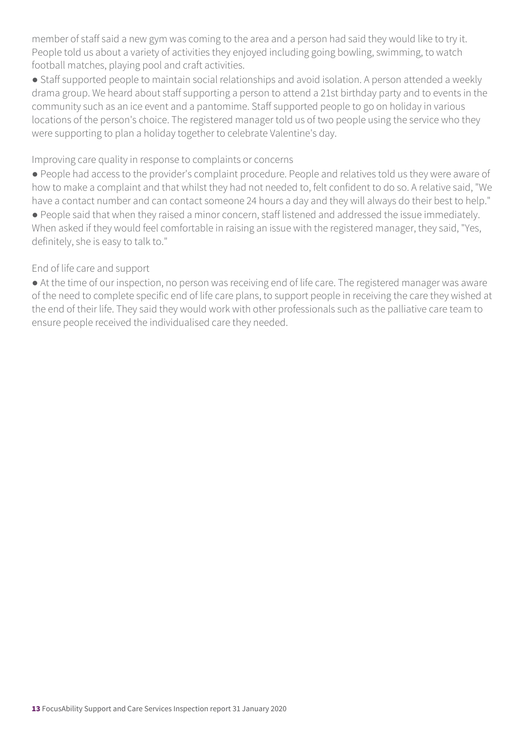member of staff said a new gym was coming to the area and a person had said they would like to try it. People told us about a variety of activities they enjoyed including going bowling, swimming, to watch football matches, playing pool and craft activities.

● Staff supported people to maintain social relationships and avoid isolation. A person attended a weekly drama group. We heard about staff supporting a person to attend a 21st birthday party and to events in the community such as an ice event and a pantomime. Staff supported people to go on holiday in various locations of the person's choice. The registered manager told us of two people using the service who they were supporting to plan a holiday together to celebrate Valentine's day.

Improving care quality in response to complaints or concerns

● People had access to the provider's complaint procedure. People and relatives told us they were aware of how to make a complaint and that whilst they had not needed to, felt confident to do so. A relative said, "We have a contact number and can contact someone 24 hours a day and they will always do their best to help."

● People said that when they raised a minor concern, staff listened and addressed the issue immediately. When asked if they would feel comfortable in raising an issue with the registered manager, they said, "Yes, definitely, she is easy to talk to."

End of life care and support

● At the time of our inspection, no person was receiving end of life care. The registered manager was aware of the need to complete specific end of life care plans, to support people in receiving the care they wished at the end of their life. They said they would work with other professionals such as the palliative care team to ensure people received the individualised care they needed.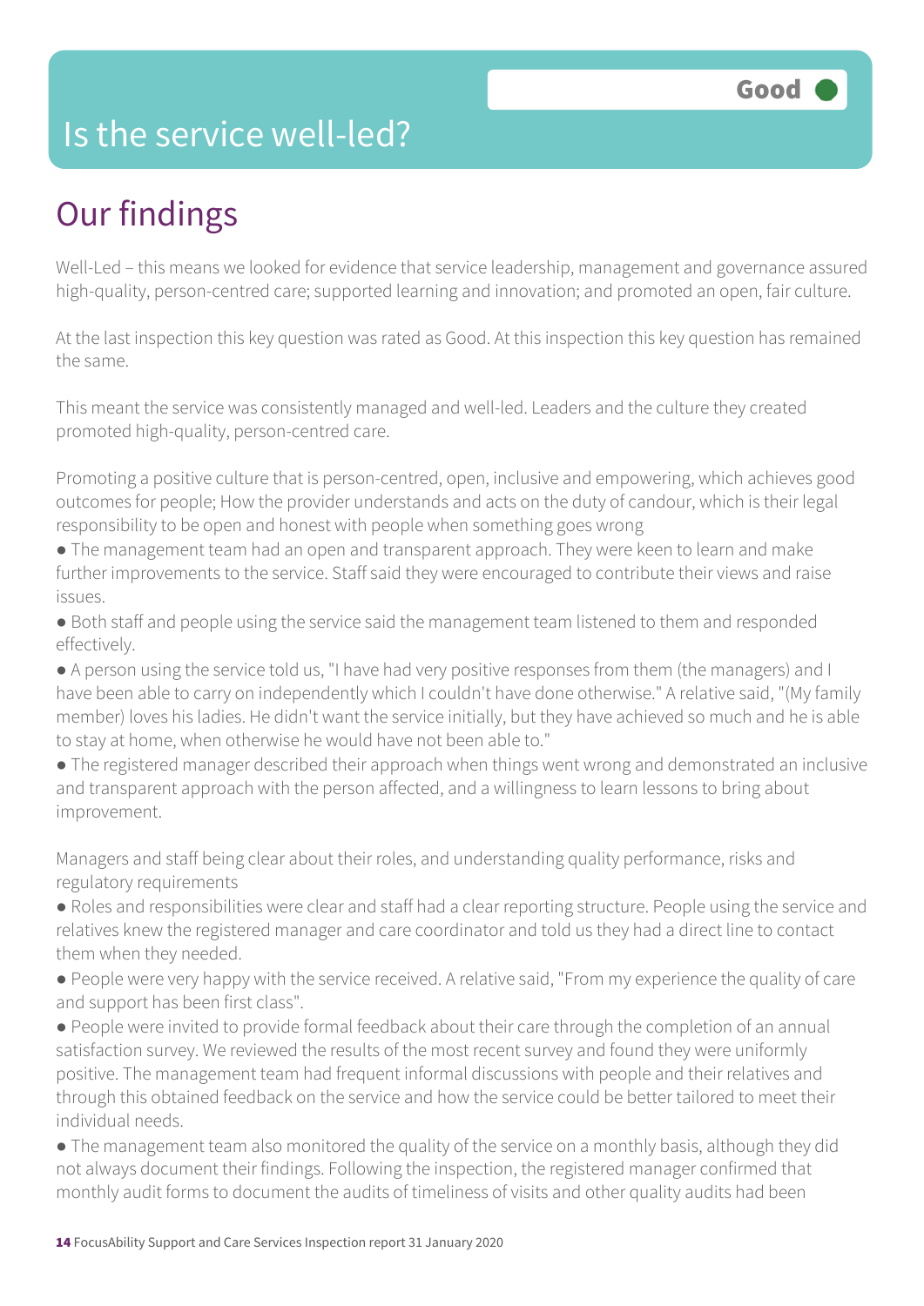# Is the service well-led?

Good

## Our findings

Well-Led – this means we looked for evidence that service leadership, management and governance assured high-quality, person-centred care; supported learning and innovation; and promoted an open, fair culture.

At the last inspection this key question was rated as Good. At this inspection this key question has remained the same.

This meant the service was consistently managed and well-led. Leaders and the culture they created promoted high-quality, person-centred care.

Promoting a positive culture that is person-centred, open, inclusive and empowering, which achieves good outcomes for people; How the provider understands and acts on the duty of candour, which is their legal responsibility to be open and honest with people when something goes wrong

- The management team had an open and transparent approach. They were keen to learn and make further improvements to the service. Staff said they were encouraged to contribute their views and raise issues.
- Both staff and people using the service said the management team listened to them and responded effectively.
- A person using the service told us, "I have had very positive responses from them (the managers) and I have been able to carry on independently which I couldn't have done otherwise." A relative said, "(My family member) loves his ladies. He didn't want the service initially, but they have achieved so much and he is able to stay at home, when otherwise he would have not been able to."
- The registered manager described their approach when things went wrong and demonstrated an inclusive and transparent approach with the person affected, and a willingness to learn lessons to bring about improvement.

Managers and staff being clear about their roles, and understanding quality performance, risks and regulatory requirements

- Roles and responsibilities were clear and staff had a clear reporting structure. People using the service and relatives knew the registered manager and care coordinator and told us they had a direct line to contact them when they needed.
- People were very happy with the service received. A relative said, "From my experience the quality of care and support has been first class".
- People were invited to provide formal feedback about their care through the completion of an annual satisfaction survey. We reviewed the results of the most recent survey and found they were uniformly positive. The management team had frequent informal discussions with people and their relatives and through this obtained feedback on the service and how the service could be better tailored to meet their individual needs.
- The management team also monitored the quality of the service on a monthly basis, although they did not always document their findings. Following the inspection, the registered manager confirmed that monthly audit forms to document the audits of timeliness of visits and other quality audits had been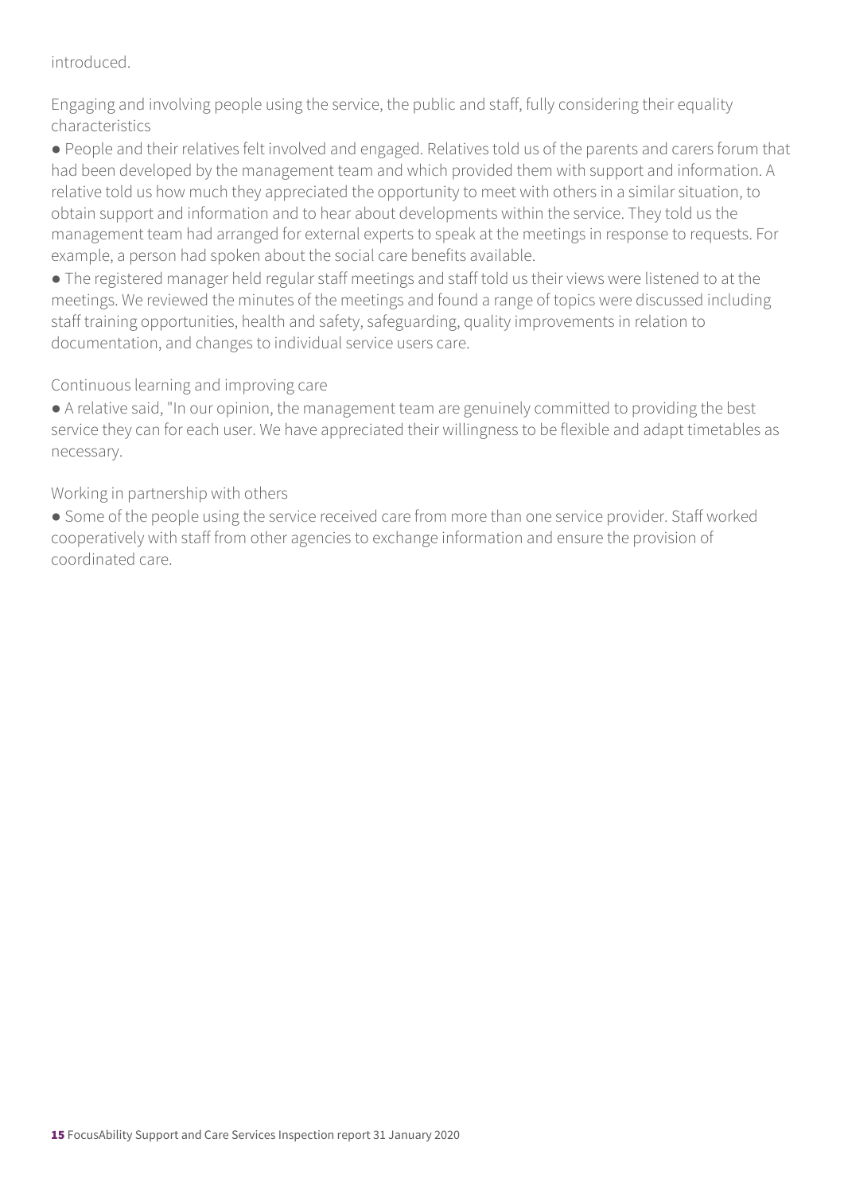introduced.

Engaging and involving people using the service, the public and staff, fully considering their equality characteristics

● People and their relatives felt involved and engaged. Relatives told us of the parents and carers forum that had been developed by the management team and which provided them with support and information. A relative told us how much they appreciated the opportunity to meet with others in a similar situation, to obtain support and information and to hear about developments within the service. They told us the management team had arranged for external experts to speak at the meetings in response to requests. For example, a person had spoken about the social care benefits available.

● The registered manager held regular staff meetings and staff told us their views were listened to at the meetings. We reviewed the minutes of the meetings and found a range of topics were discussed including staff training opportunities, health and safety, safeguarding, quality improvements in relation to documentation, and changes to individual service users care.

Continuous learning and improving care

● A relative said, "In our opinion, the management team are genuinely committed to providing the best service they can for each user. We have appreciated their willingness to be flexible and adapt timetables as necessary.

Working in partnership with others

● Some of the people using the service received care from more than one service provider. Staff worked cooperatively with staff from other agencies to exchange information and ensure the provision of coordinated care.